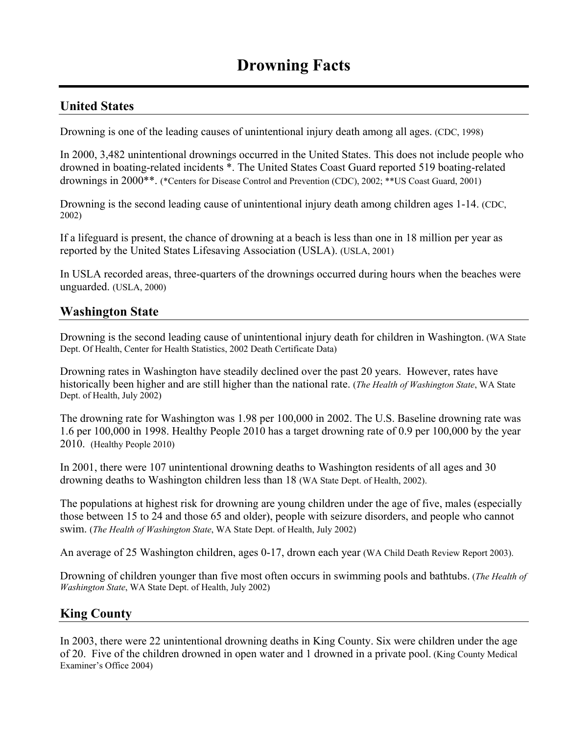# Drowning Facts

## United States

Drowning is one of the leading causes of unintentional injury death among all ages. (CDC, 1998)

In 2000, 3,482 unintentional drownings occurred in the United States. This does not include people who drowned in boating-related incidents *. The United States Coast Guard reported 519 boating-related drownings in 2000**. (*Centers for Disease Control and Prevention (CDC), 2002; **US Coast Guard, 2001)

Drowning is the second leading cause of unintentional injury death among children ages 1-14. (CDC, 2002)

If a lifeguard is present, the chance of drowning at a beach is less than one in 18 million per year as reported by the United States Lifesaving Association (USLA). (USLA, 2001)

In USLA recorded areas, three-quarters of the drownings occurred during hours when the beaches were unguarded. (USLA, 2000)

## Washington State

Drowning is the second leading cause of unintentional injury death for children in Washington. (WA State Dept. Of Health, Center for Health Statistics, 2002 Death Certificate Data)

Drowning rates in Washington have steadily declined over the past 20 years. However, rates have historically been higher and are still higher than the national rate. (*The Health of Washington State*, WA State Dept. of Health, July 2002)

The drowning rate for Washington was 1.98 per 100,000 in 2002. The U.S. Baseline drowning rate was 1.6 per 100,000 in 1998. Healthy People 2010 has a target drowning rate of 0.9 per 100,000 by the year 2010. (Healthy People 2010)

In 2001, there were 107 unintentional drowning deaths to Washington residents of all ages and 30 drowning deaths to Washington children less than 18 (WA State Dept. of Health, 2002).

The populations at highest risk for drowning are young children under the age of five, males (especially those between 15 to 24 and those 65 and older), people with seizure disorders, and people who cannot swim. (*The Health of Washington State*, WA State Dept. of Health, July 2002)

An average of 25 Washington children, ages 0-17, drown each year (WA Child Death Review Report 2003).

Drowning of children younger than five most often occurs in swimming pools and bathtubs. (*The Health of Washington State*, WA State Dept. of Health, July 2002)

## King County

In 2003, there were 22 unintentional drowning deaths in King County. Six were children under the age of 20. Five of the children drowned in open water and 1 drowned in a private pool. (King County Medical Examiner's Office 2004)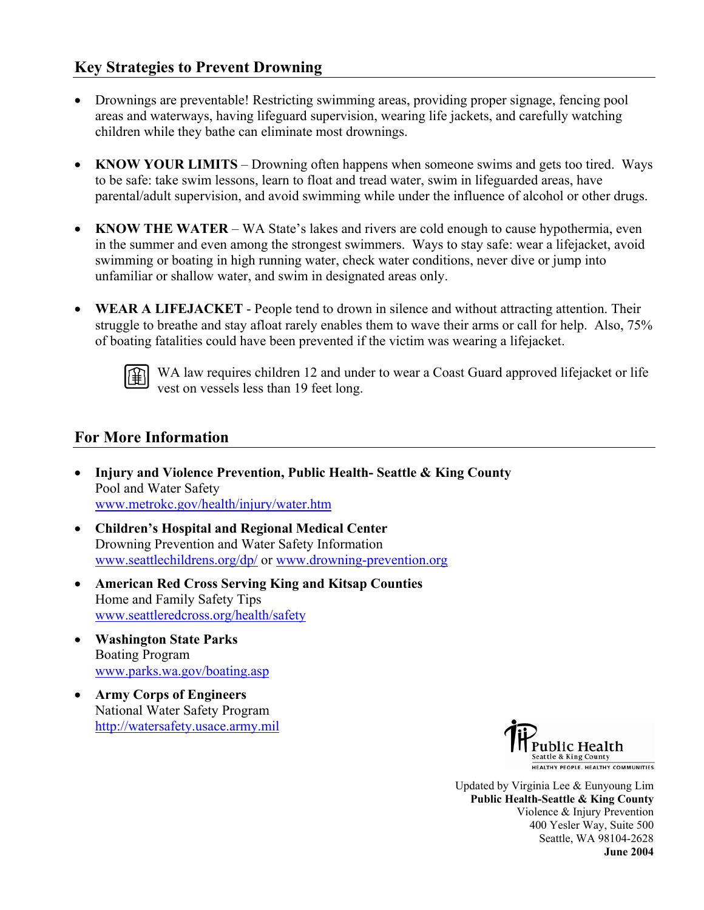## Key Strategies to Prevent Drowning

- Drownings are preventable! Restricting swimming areas, providing proper signage, fencing pool areas and waterways, having lifeguard supervision, wearing life jackets, and carefully watching children while they bathe can eliminate most drownings.

- **KNOW YOUR LIMITS** – Drowning often happens when someone swims and gets too tired. Ways to be safe: take swim lessons, learn to float and tread water, swim in lifeguarded areas, have parental/adult supervision, and avoid swimming while under the influence of alcohol or other drugs.

- **KNOW THE WATER** – WA State's lakes and rivers are cold enough to cause hypothermia, even in the summer and even among the strongest swimmers. Ways to stay safe: wear a lifejacket, avoid swimming or boating in high running water, check water conditions, never dive or jump into unfamiliar or shallow water, and swim in designated areas only.

- **WEAR A LIFEJACKET** - People tend to drown in silence and without attracting attention. Their struggle to breathe and stay afloat rarely enables them to wave their arms or call for help. Also, 75% of boating fatalities could have been prevented if the victim was wearing a lifejacket.

  WA law requires children 12 and under to wear a Coast Guard approved lifejacket or life vest on vessels less than 19 feet long.

## For More Information

- **Injury and Violence Prevention, Public Health- Seattle & King County**
  Pool and Water Safety
  www.metrokc.gov/health/injury/water.htm

- **Children's Hospital and Regional Medical Center**
  Drowning Prevention and Water Safety Information
  www.seattlechildrens.org/dp/ or www.drowning-prevention.org

- **American Red Cross Serving King and Kitsap Counties**
  Home and Family Safety Tips
  www.seattleredcross.org/health/safety

- **Washington State Parks**
  Boating Program
  www.parks.wa.gov/boating.asp

- **Army Corps of Engineers**
  National Water Safety Program
  http://watersafety.usace.army.mil

Public Health
Seattle & King County
HEALTHY PEOPLE. HEALTHY COMMUNITIES.

Updated by Virginia Lee & Eunyoung Lim
**Public Health-Seattle & King County**
Violence & Injury Prevention
400 Yesler Way, Suite 500
Seattle, WA 98104-2628
**June 2004**